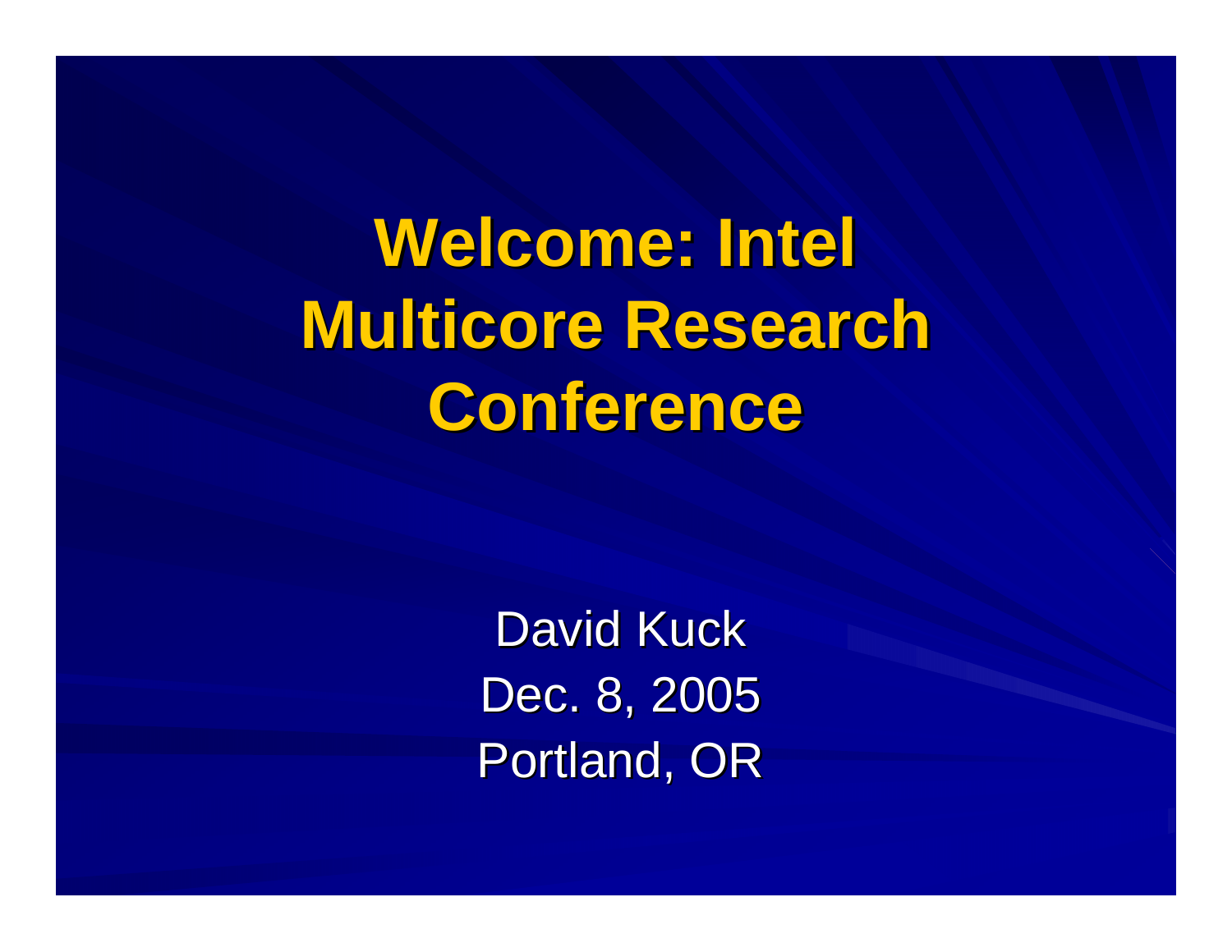# Welcome: Intel Multicore Research Conference

David Kuck

Dec. 8, 2005

Portland, OR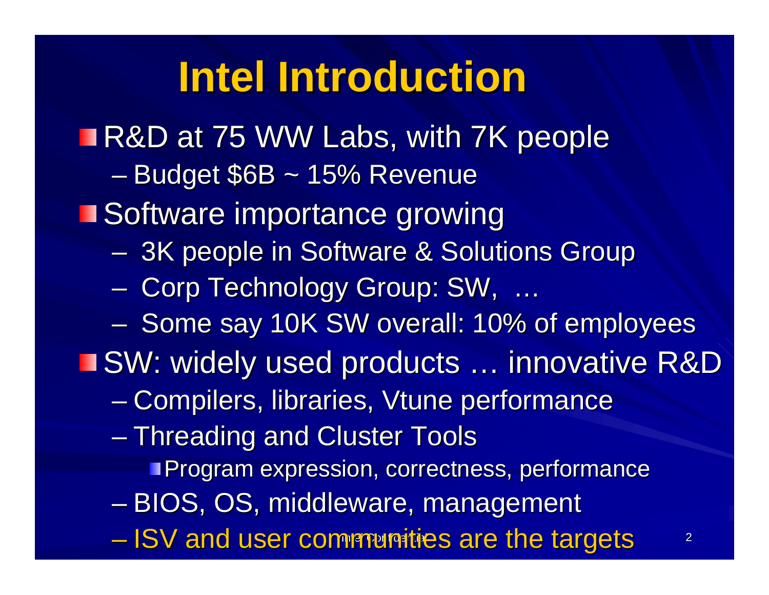# Intel Introduction

- R&D at 75 WW Labs, with 7K people
  - Budget $6B ~ 15% Revenue
- Software importance growing
  - 3K people in Software & Solutions Group
  - Corp Technology Group: SW, …
  - Some say 10K SW overall: 10% of employees
- SW: widely used products … innovative R&D
  - Compilers, libraries, Vtune performance
  - Threading and Cluster Tools
    - Program expression, correctness, performance
  - BIOS, OS, middleware, management
  - ISV and user communities are the targets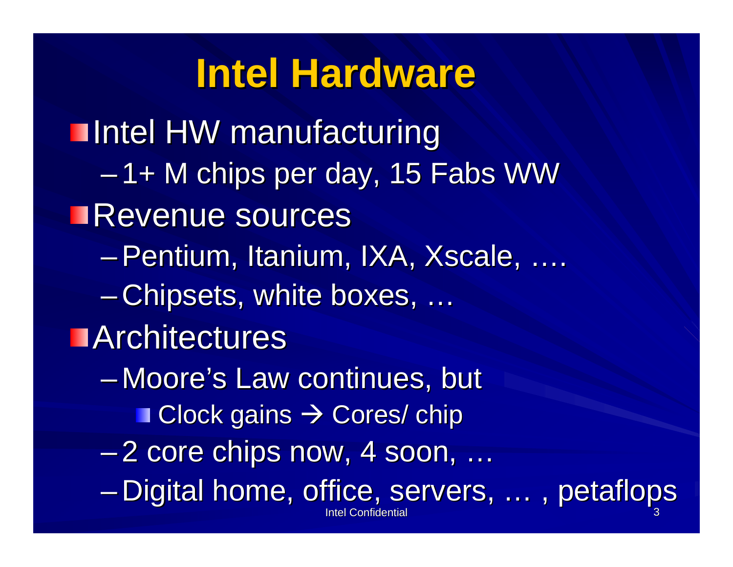# Intel Hardware

- Intel HW manufacturing
  - 1+ M chips per day, 15 Fabs WW
- Revenue sources
  - Pentium, Itanium, IXA, Xscale, ….
  - Chipsets, white boxes, …
- Architectures
  - Moore's Law continues, but
    - Clock gains → Cores/ chip
  - 2 core chips now, 4 soon, …
  - Digital home, office, servers, … , petaflops

Intel Confidential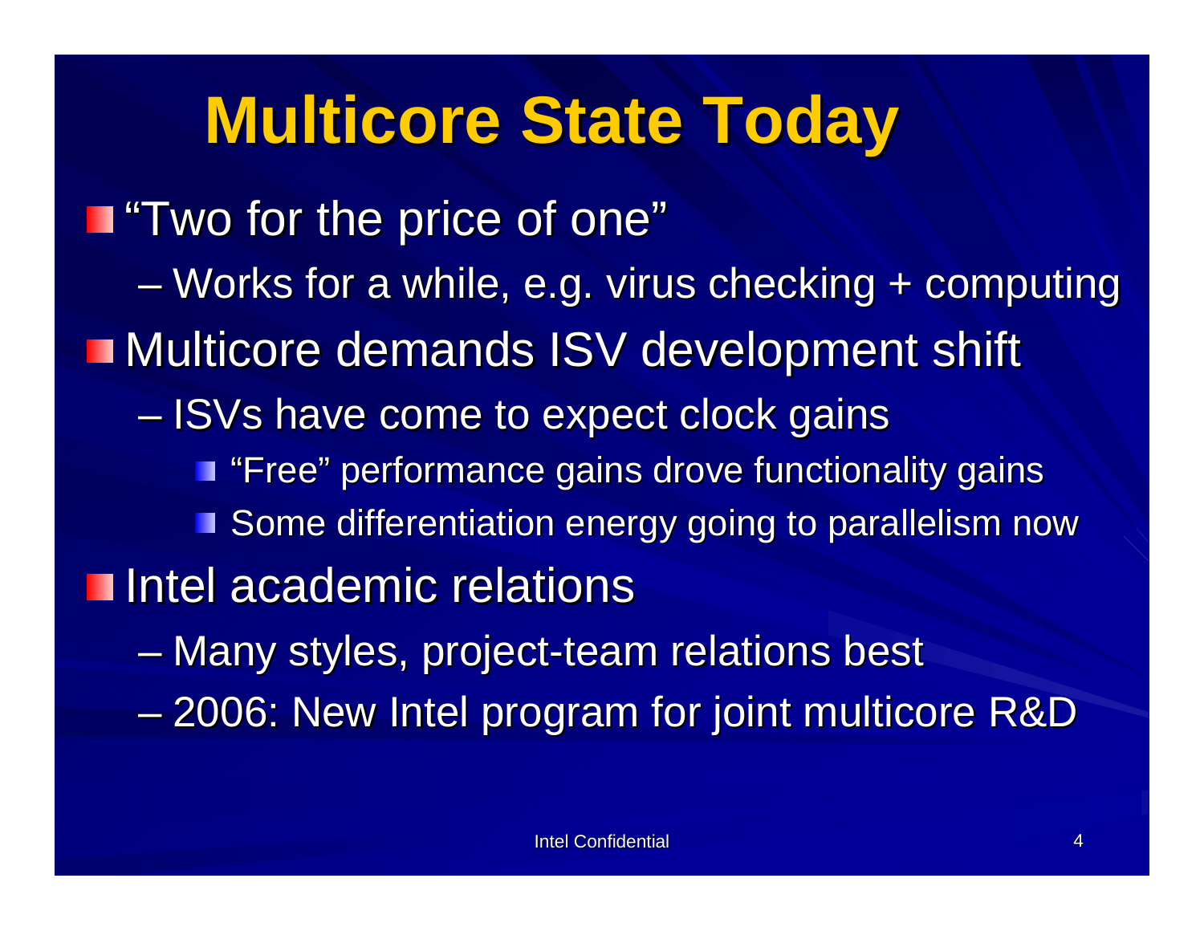# Multicore State Today

- "Two for the price of one"
  - Works for a while, e.g. virus checking + computing
- Multicore demands ISV development shift
  - ISVs have come to expect clock gains
    - "Free" performance gains drove functionality gains
    - Some differentiation energy going to parallelism now
- Intel academic relations
  - Many styles, project-team relations best
  - 2006: New Intel program for joint multicore R&D

Intel Confidential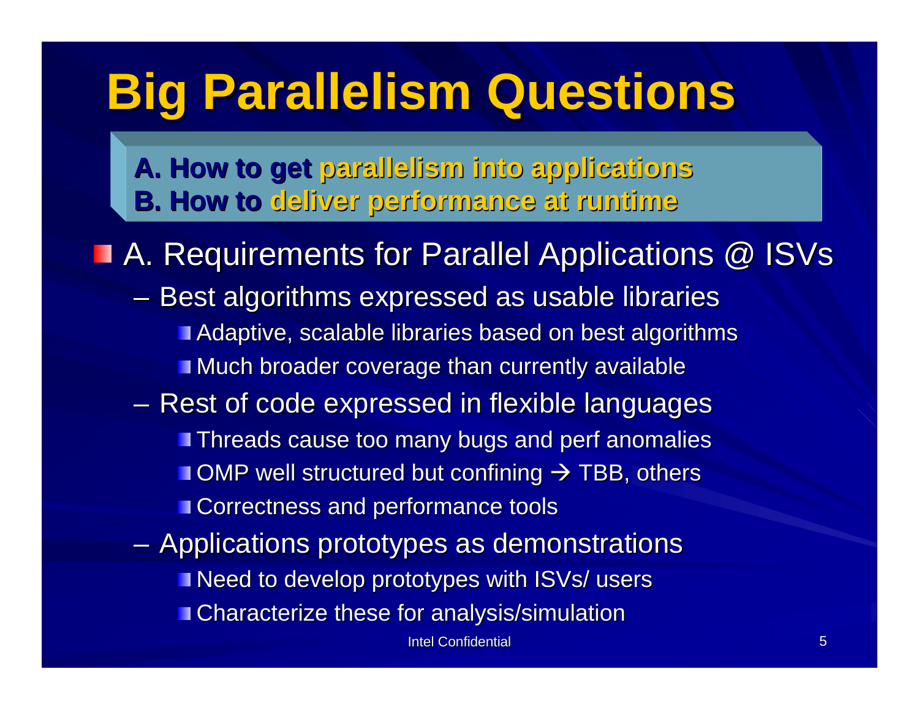# Big Parallelism Questions

**A. How to get parallelism into applications**
**B. How to deliver performance at runtime**

- A. Requirements for Parallel Applications @ ISVs
  - Best algorithms expressed as usable libraries
    - Adaptive, scalable libraries based on best algorithms
    - Much broader coverage than currently available
  - Rest of code expressed in flexible languages
    - Threads cause too many bugs and perf anomalies
    - OMP well structured but confining → TBB, others
    - Correctness and performance tools
  - Applications prototypes as demonstrations
    - Need to develop prototypes with ISVs/ users
    - Characterize these for analysis/simulation

Intel Confidential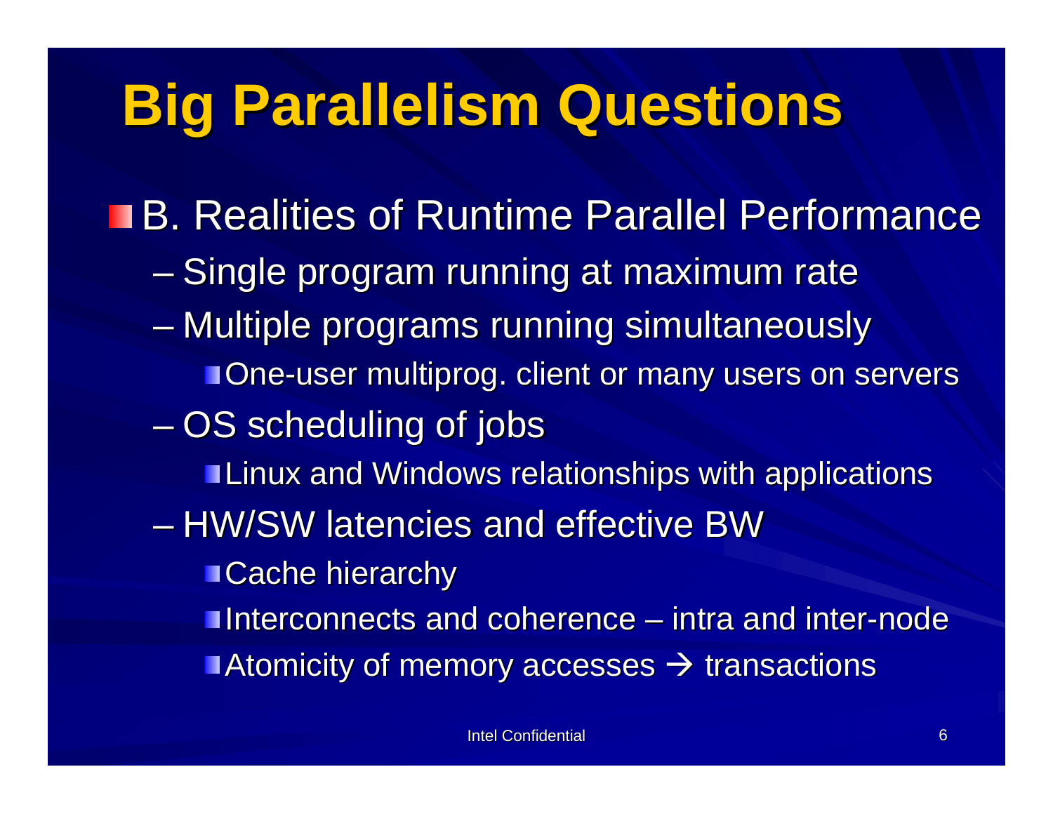# Big Parallelism Questions

- B. Realities of Runtime Parallel Performance
  - Single program running at maximum rate
  - Multiple programs running simultaneously
    - One-user multiprog. client or many users on servers
  - OS scheduling of jobs
    - Linux and Windows relationships with applications
  - HW/SW latencies and effective BW
    - Cache hierarchy
    - Interconnects and coherence – intra and inter-node
    - Atomicity of memory accesses → transactions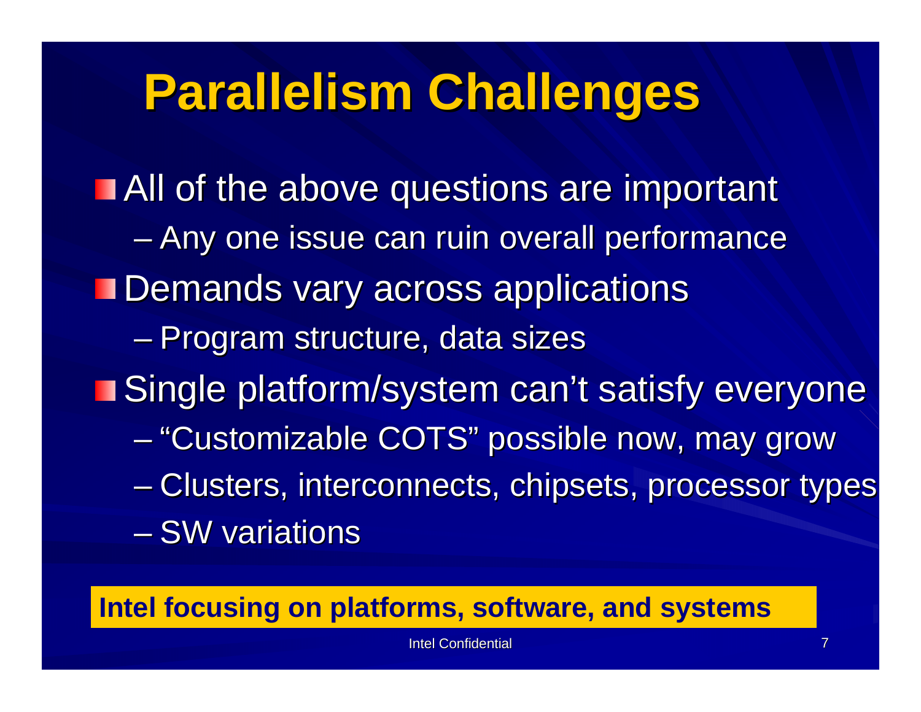# Parallelism Challenges

- All of the above questions are important
  - Any one issue can ruin overall performance
- Demands vary across applications
  - Program structure, data sizes
- Single platform/system can't satisfy everyone
  - "Customizable COTS" possible now, may grow
  - Clusters, interconnects, chipsets, processor types
  - SW variations

**Intel focusing on platforms, software, and systems**

Intel Confidential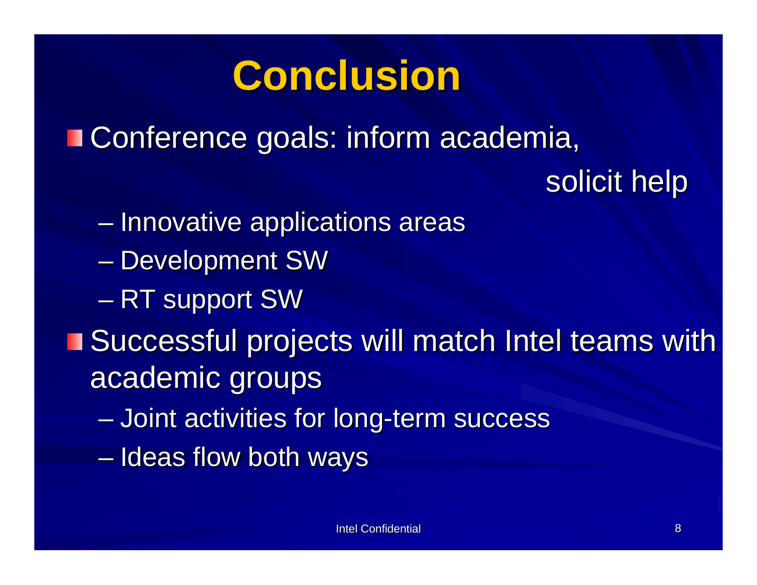# Conclusion

- Conference goals: inform academia, solicit help
  - Innovative applications areas
  - Development SW
  - RT support SW
- Successful projects will match Intel teams with academic groups
  - Joint activities for long-term success
  - Ideas flow both ways

Intel Confidential